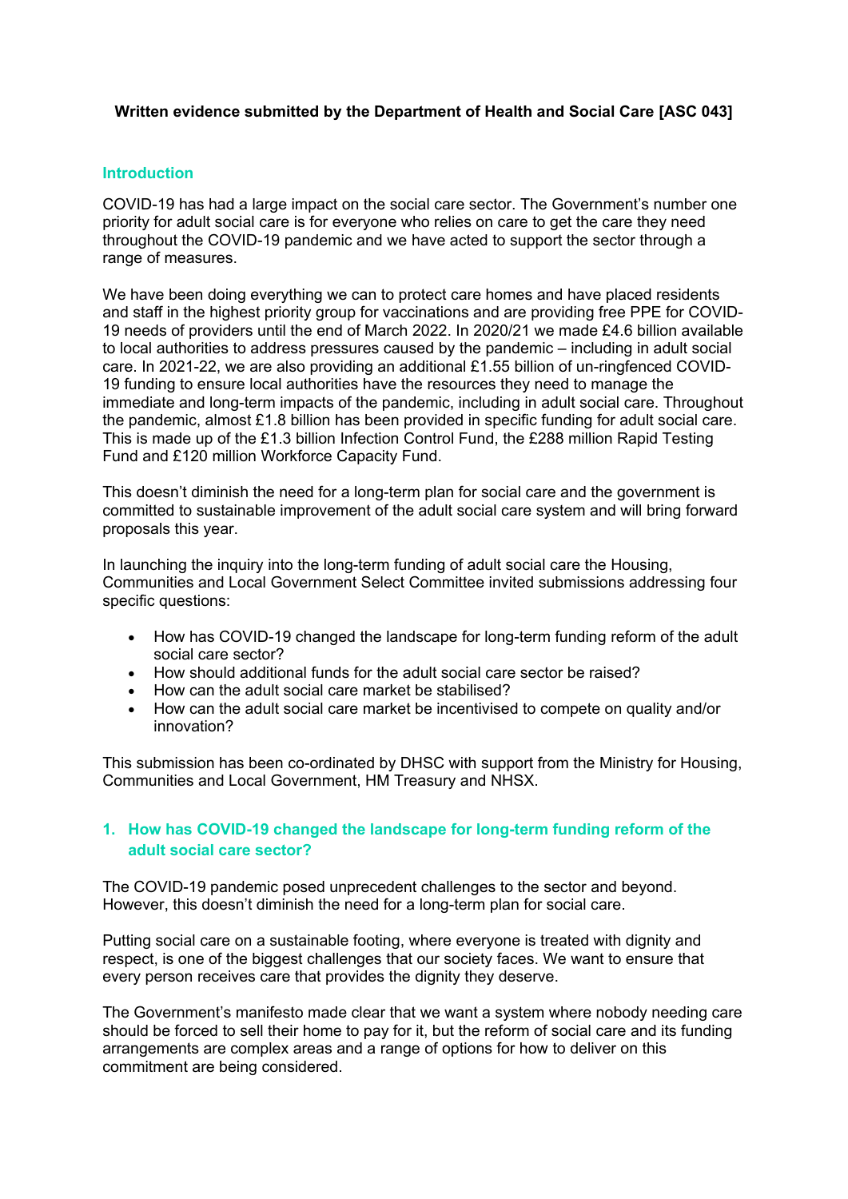**Written evidence submitted by the Department of Health and Social Care [ASC 043]**

## Introduction

COVID-19 has had a large impact on the social care sector. The Government's number one priority for adult social care is for everyone who relies on care to get the care they need throughout the COVID-19 pandemic and we have acted to support the sector through a range of measures.

We have been doing everything we can to protect care homes and have placed residents and staff in the highest priority group for vaccinations and are providing free PPE for COVID-19 needs of providers until the end of March 2022. In 2020/21 we made £4.6 billion available to local authorities to address pressures caused by the pandemic – including in adult social care. In 2021-22, we are also providing an additional £1.55 billion of un-ringfenced COVID-19 funding to ensure local authorities have the resources they need to manage the immediate and long-term impacts of the pandemic, including in adult social care. Throughout the pandemic, almost £1.8 billion has been provided in specific funding for adult social care. This is made up of the £1.3 billion Infection Control Fund, the £288 million Rapid Testing Fund and £120 million Workforce Capacity Fund.

This doesn't diminish the need for a long-term plan for social care and the government is committed to sustainable improvement of the adult social care system and will bring forward proposals this year.

In launching the inquiry into the long-term funding of adult social care the Housing, Communities and Local Government Select Committee invited submissions addressing four specific questions:

- How has COVID-19 changed the landscape for long-term funding reform of the adult social care sector?
- How should additional funds for the adult social care sector be raised?
- How can the adult social care market be stabilised?
- How can the adult social care market be incentivised to compete on quality and/or innovation?

This submission has been co-ordinated by DHSC with support from the Ministry for Housing, Communities and Local Government, HM Treasury and NHSX.

## 1. How has COVID-19 changed the landscape for long-term funding reform of the adult social care sector?

The COVID-19 pandemic posed unprecedent challenges to the sector and beyond. However, this doesn't diminish the need for a long-term plan for social care.

Putting social care on a sustainable footing, where everyone is treated with dignity and respect, is one of the biggest challenges that our society faces. We want to ensure that every person receives care that provides the dignity they deserve.

The Government's manifesto made clear that we want a system where nobody needing care should be forced to sell their home to pay for it, but the reform of social care and its funding arrangements are complex areas and a range of options for how to deliver on this commitment are being considered.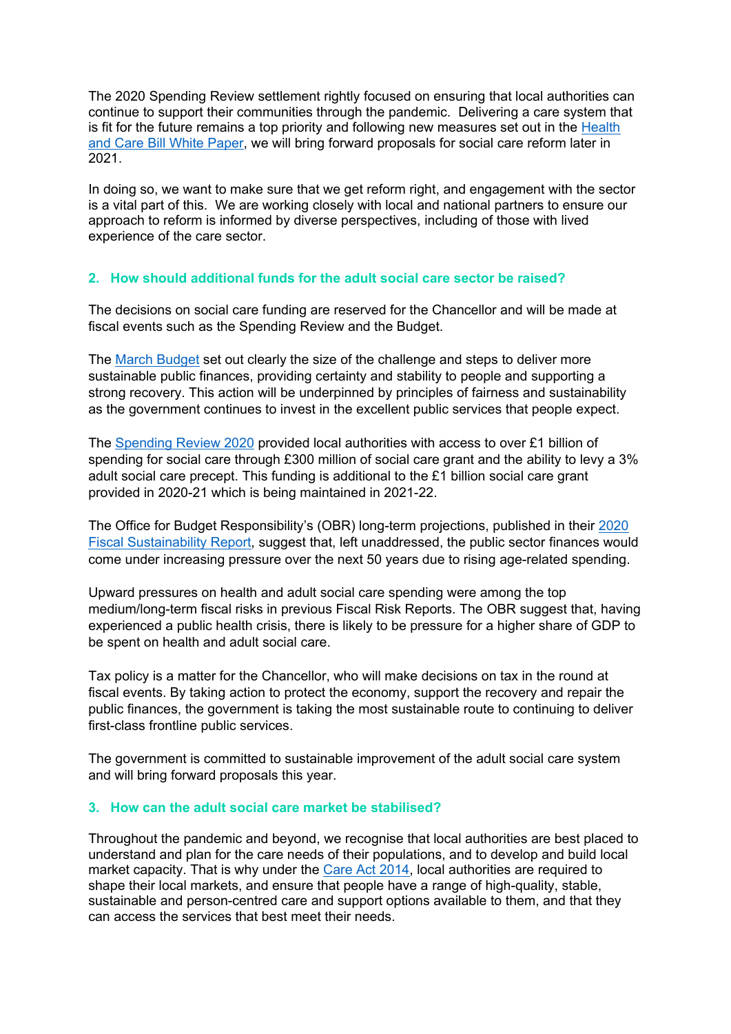The 2020 Spending Review settlement rightly focused on ensuring that local authorities can continue to support their communities through the pandemic. Delivering a care system that is fit for the future remains a top priority and following new measures set out in the Health and Care Bill White Paper, we will bring forward proposals for social care reform later in 2021.

In doing so, we want to make sure that we get reform right, and engagement with the sector is a vital part of this. We are working closely with local and national partners to ensure our approach to reform is informed by diverse perspectives, including of those with lived experience of the care sector.

## 2. How should additional funds for the adult social care sector be raised?

The decisions on social care funding are reserved for the Chancellor and will be made at fiscal events such as the Spending Review and the Budget.

The March Budget set out clearly the size of the challenge and steps to deliver more sustainable public finances, providing certainty and stability to people and supporting a strong recovery. This action will be underpinned by principles of fairness and sustainability as the government continues to invest in the excellent public services that people expect.

The Spending Review 2020 provided local authorities with access to over £1 billion of spending for social care through £300 million of social care grant and the ability to levy a 3% adult social care precept. This funding is additional to the £1 billion social care grant provided in 2020-21 which is being maintained in 2021-22.

The Office for Budget Responsibility's (OBR) long-term projections, published in their 2020 Fiscal Sustainability Report, suggest that, left unaddressed, the public sector finances would come under increasing pressure over the next 50 years due to rising age-related spending.

Upward pressures on health and adult social care spending were among the top medium/long-term fiscal risks in previous Fiscal Risk Reports. The OBR suggest that, having experienced a public health crisis, there is likely to be pressure for a higher share of GDP to be spent on health and adult social care.

Tax policy is a matter for the Chancellor, who will make decisions on tax in the round at fiscal events. By taking action to protect the economy, support the recovery and repair the public finances, the government is taking the most sustainable route to continuing to deliver first-class frontline public services.

The government is committed to sustainable improvement of the adult social care system and will bring forward proposals this year.

## 3. How can the adult social care market be stabilised?

Throughout the pandemic and beyond, we recognise that local authorities are best placed to understand and plan for the care needs of their populations, and to develop and build local market capacity. That is why under the Care Act 2014, local authorities are required to shape their local markets, and ensure that people have a range of high-quality, stable, sustainable and person-centred care and support options available to them, and that they can access the services that best meet their needs.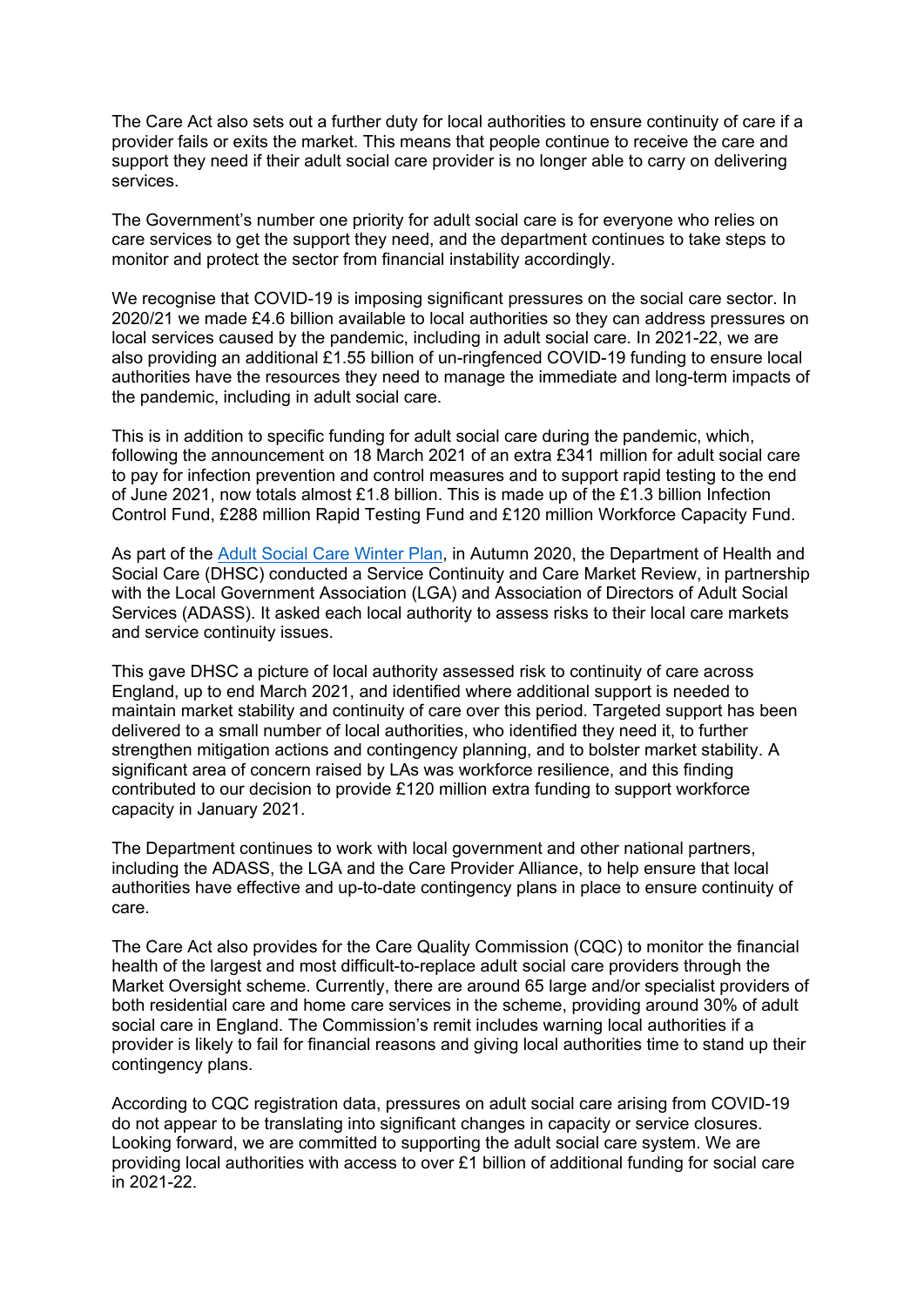The Care Act also sets out a further duty for local authorities to ensure continuity of care if a provider fails or exits the market. This means that people continue to receive the care and support they need if their adult social care provider is no longer able to carry on delivering services.

The Government's number one priority for adult social care is for everyone who relies on care services to get the support they need, and the department continues to take steps to monitor and protect the sector from financial instability accordingly.

We recognise that COVID-19 is imposing significant pressures on the social care sector. In 2020/21 we made £4.6 billion available to local authorities so they can address pressures on local services caused by the pandemic, including in adult social care. In 2021-22, we are also providing an additional £1.55 billion of un-ringfenced COVID-19 funding to ensure local authorities have the resources they need to manage the immediate and long-term impacts of the pandemic, including in adult social care.

This is in addition to specific funding for adult social care during the pandemic, which, following the announcement on 18 March 2021 of an extra £341 million for adult social care to pay for infection prevention and control measures and to support rapid testing to the end of June 2021, now totals almost £1.8 billion. This is made up of the £1.3 billion Infection Control Fund, £288 million Rapid Testing Fund and £120 million Workforce Capacity Fund.

As part of the [Adult Social Care Winter Plan](), in Autumn 2020, the Department of Health and Social Care (DHSC) conducted a Service Continuity and Care Market Review, in partnership with the Local Government Association (LGA) and Association of Directors of Adult Social Services (ADASS). It asked each local authority to assess risks to their local care markets and service continuity issues.

This gave DHSC a picture of local authority assessed risk to continuity of care across England, up to end March 2021, and identified where additional support is needed to maintain market stability and continuity of care over this period. Targeted support has been delivered to a small number of local authorities, who identified they need it, to further strengthen mitigation actions and contingency planning, and to bolster market stability. A significant area of concern raised by LAs was workforce resilience, and this finding contributed to our decision to provide £120 million extra funding to support workforce capacity in January 2021.

The Department continues to work with local government and other national partners, including the ADASS, the LGA and the Care Provider Alliance, to help ensure that local authorities have effective and up-to-date contingency plans in place to ensure continuity of care.

The Care Act also provides for the Care Quality Commission (CQC) to monitor the financial health of the largest and most difficult-to-replace adult social care providers through the Market Oversight scheme. Currently, there are around 65 large and/or specialist providers of both residential care and home care services in the scheme, providing around 30% of adult social care in England. The Commission's remit includes warning local authorities if a provider is likely to fail for financial reasons and giving local authorities time to stand up their contingency plans.

According to CQC registration data, pressures on adult social care arising from COVID-19 do not appear to be translating into significant changes in capacity or service closures. Looking forward, we are committed to supporting the adult social care system. We are providing local authorities with access to over £1 billion of additional funding for social care in 2021-22.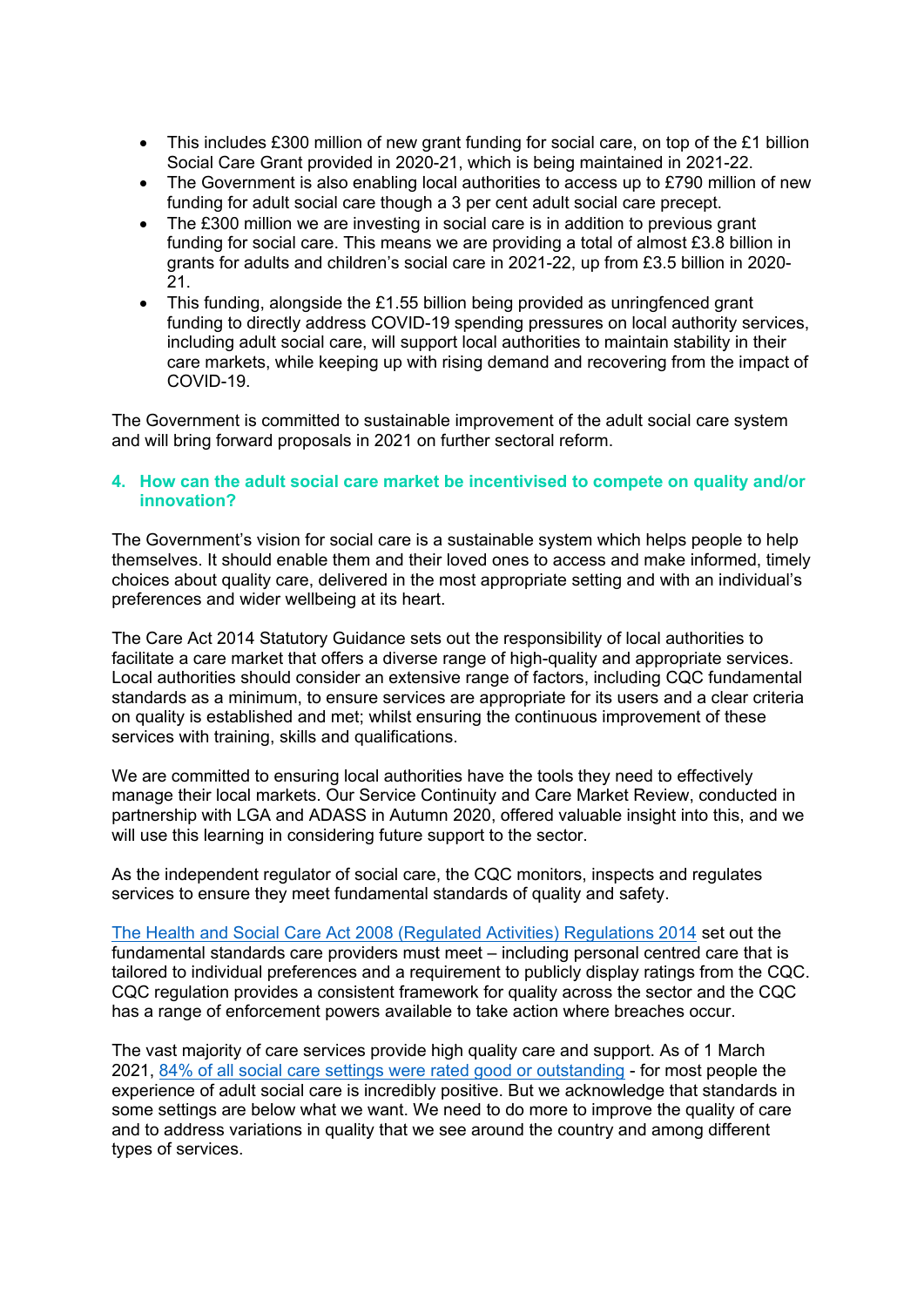- This includes £300 million of new grant funding for social care, on top of the £1 billion Social Care Grant provided in 2020-21, which is being maintained in 2021-22.
- The Government is also enabling local authorities to access up to £790 million of new funding for adult social care though a 3 per cent adult social care precept.
- The £300 million we are investing in social care is in addition to previous grant funding for social care. This means we are providing a total of almost £3.8 billion in grants for adults and children's social care in 2021-22, up from £3.5 billion in 2020-21.
- This funding, alongside the £1.55 billion being provided as unringfenced grant funding to directly address COVID-19 spending pressures on local authority services, including adult social care, will support local authorities to maintain stability in their care markets, while keeping up with rising demand and recovering from the impact of COVID-19.

The Government is committed to sustainable improvement of the adult social care system and will bring forward proposals in 2021 on further sectoral reform.

## 4. How can the adult social care market be incentivised to compete on quality and/or innovation?

The Government's vision for social care is a sustainable system which helps people to help themselves. It should enable them and their loved ones to access and make informed, timely choices about quality care, delivered in the most appropriate setting and with an individual's preferences and wider wellbeing at its heart.

The Care Act 2014 Statutory Guidance sets out the responsibility of local authorities to facilitate a care market that offers a diverse range of high-quality and appropriate services. Local authorities should consider an extensive range of factors, including CQC fundamental standards as a minimum, to ensure services are appropriate for its users and a clear criteria on quality is established and met; whilst ensuring the continuous improvement of these services with training, skills and qualifications.

We are committed to ensuring local authorities have the tools they need to effectively manage their local markets. Our Service Continuity and Care Market Review, conducted in partnership with LGA and ADASS in Autumn 2020, offered valuable insight into this, and we will use this learning in considering future support to the sector.

As the independent regulator of social care, the CQC monitors, inspects and regulates services to ensure they meet fundamental standards of quality and safety.

The Health and Social Care Act 2008 (Regulated Activities) Regulations 2014 set out the fundamental standards care providers must meet – including personal centred care that is tailored to individual preferences and a requirement to publicly display ratings from the CQC. CQC regulation provides a consistent framework for quality across the sector and the CQC has a range of enforcement powers available to take action where breaches occur.

The vast majority of care services provide high quality care and support. As of 1 March 2021, 84% of all social care settings were rated good or outstanding - for most people the experience of adult social care is incredibly positive. But we acknowledge that standards in some settings are below what we want. We need to do more to improve the quality of care and to address variations in quality that we see around the country and among different types of services.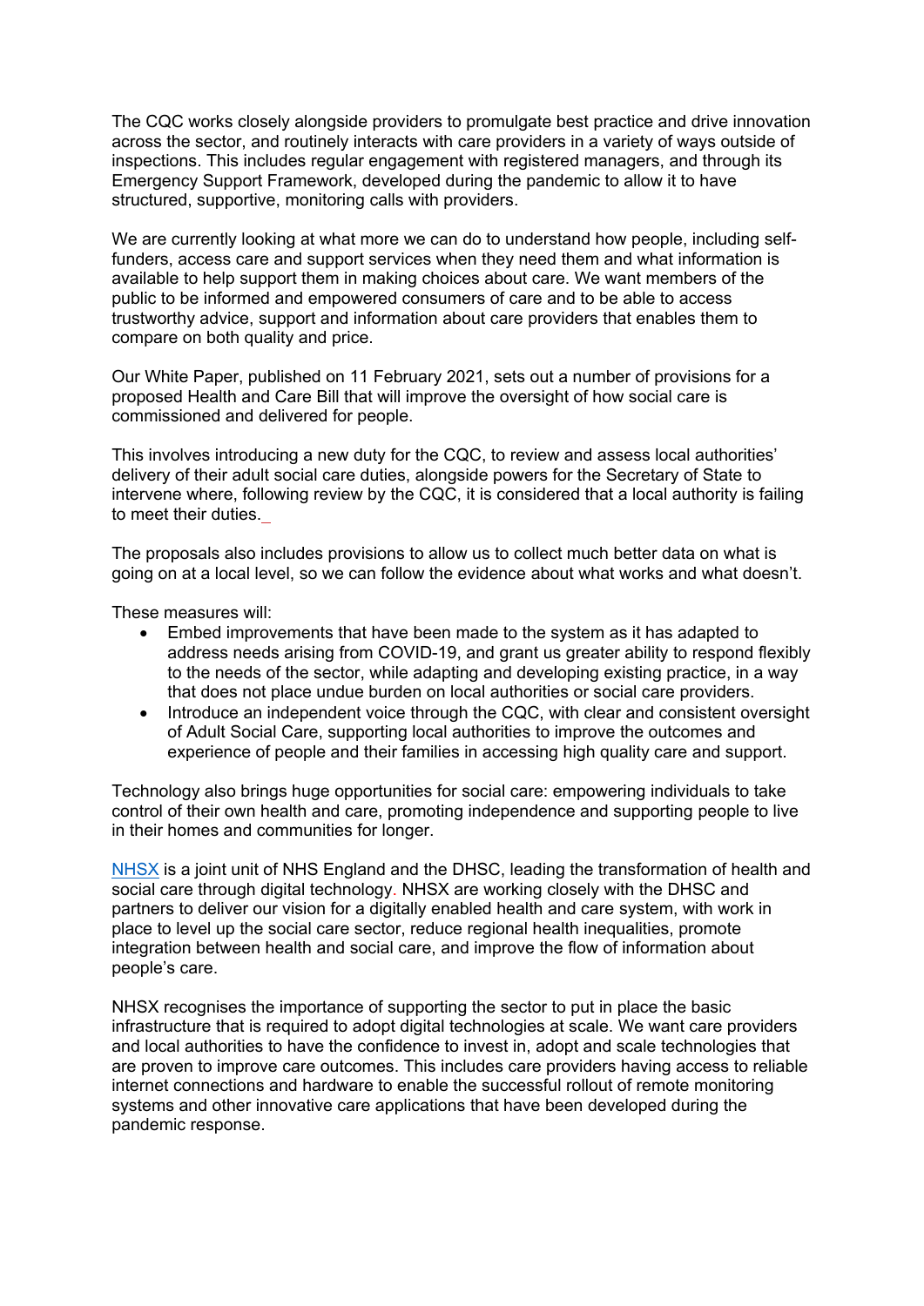The CQC works closely alongside providers to promulgate best practice and drive innovation across the sector, and routinely interacts with care providers in a variety of ways outside of inspections. This includes regular engagement with registered managers, and through its Emergency Support Framework, developed during the pandemic to allow it to have structured, supportive, monitoring calls with providers.

We are currently looking at what more we can do to understand how people, including self-funders, access care and support services when they need them and what information is available to help support them in making choices about care. We want members of the public to be informed and empowered consumers of care and to be able to access trustworthy advice, support and information about care providers that enables them to compare on both quality and price.

Our White Paper, published on 11 February 2021, sets out a number of provisions for a proposed Health and Care Bill that will improve the oversight of how social care is commissioned and delivered for people.

This involves introducing a new duty for the CQC, to review and assess local authorities' delivery of their adult social care duties, alongside powers for the Secretary of State to intervene where, following review by the CQC, it is considered that a local authority is failing to meet their duties.

The proposals also includes provisions to allow us to collect much better data on what is going on at a local level, so we can follow the evidence about what works and what doesn't.

These measures will:

- Embed improvements that have been made to the system as it has adapted to address needs arising from COVID-19, and grant us greater ability to respond flexibly to the needs of the sector, while adapting and developing existing practice, in a way that does not place undue burden on local authorities or social care providers.
- Introduce an independent voice through the CQC, with clear and consistent oversight of Adult Social Care, supporting local authorities to improve the outcomes and experience of people and their families in accessing high quality care and support.

Technology also brings huge opportunities for social care: empowering individuals to take control of their own health and care, promoting independence and supporting people to live in their homes and communities for longer.

[NHSX] is a joint unit of NHS England and the DHSC, leading the transformation of health and social care through digital technology. NHSX are working closely with the DHSC and partners to deliver our vision for a digitally enabled health and care system, with work in place to level up the social care sector, reduce regional health inequalities, promote integration between health and social care, and improve the flow of information about people's care.

NHSX recognises the importance of supporting the sector to put in place the basic infrastructure that is required to adopt digital technologies at scale. We want care providers and local authorities to have the confidence to invest in, adopt and scale technologies that are proven to improve care outcomes. This includes care providers having access to reliable internet connections and hardware to enable the successful rollout of remote monitoring systems and other innovative care applications that have been developed during the pandemic response.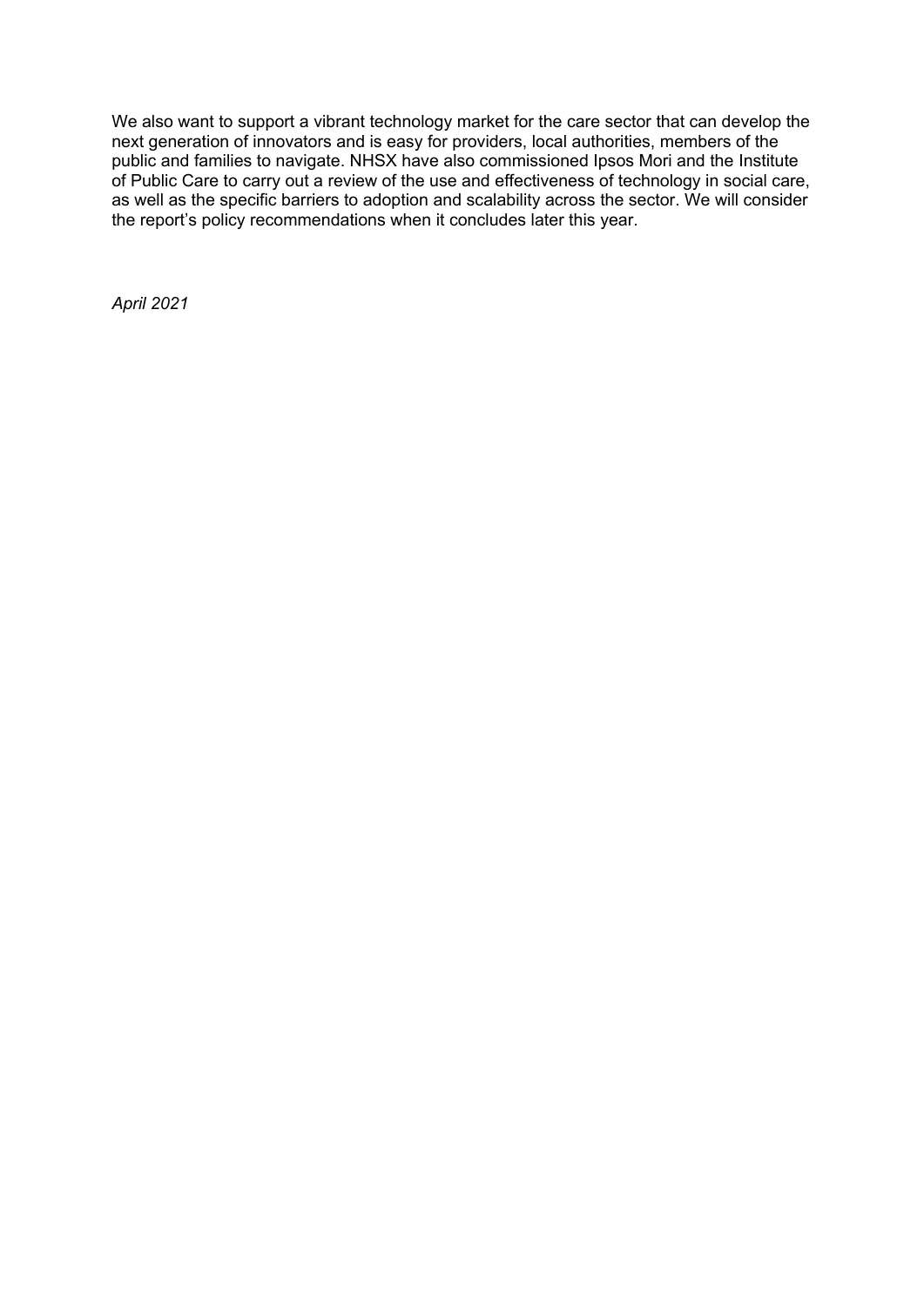We also want to support a vibrant technology market for the care sector that can develop the next generation of innovators and is easy for providers, local authorities, members of the public and families to navigate. NHSX have also commissioned Ipsos Mori and the Institute of Public Care to carry out a review of the use and effectiveness of technology in social care, as well as the specific barriers to adoption and scalability across the sector. We will consider the report's policy recommendations when it concludes later this year.

*April 2021*